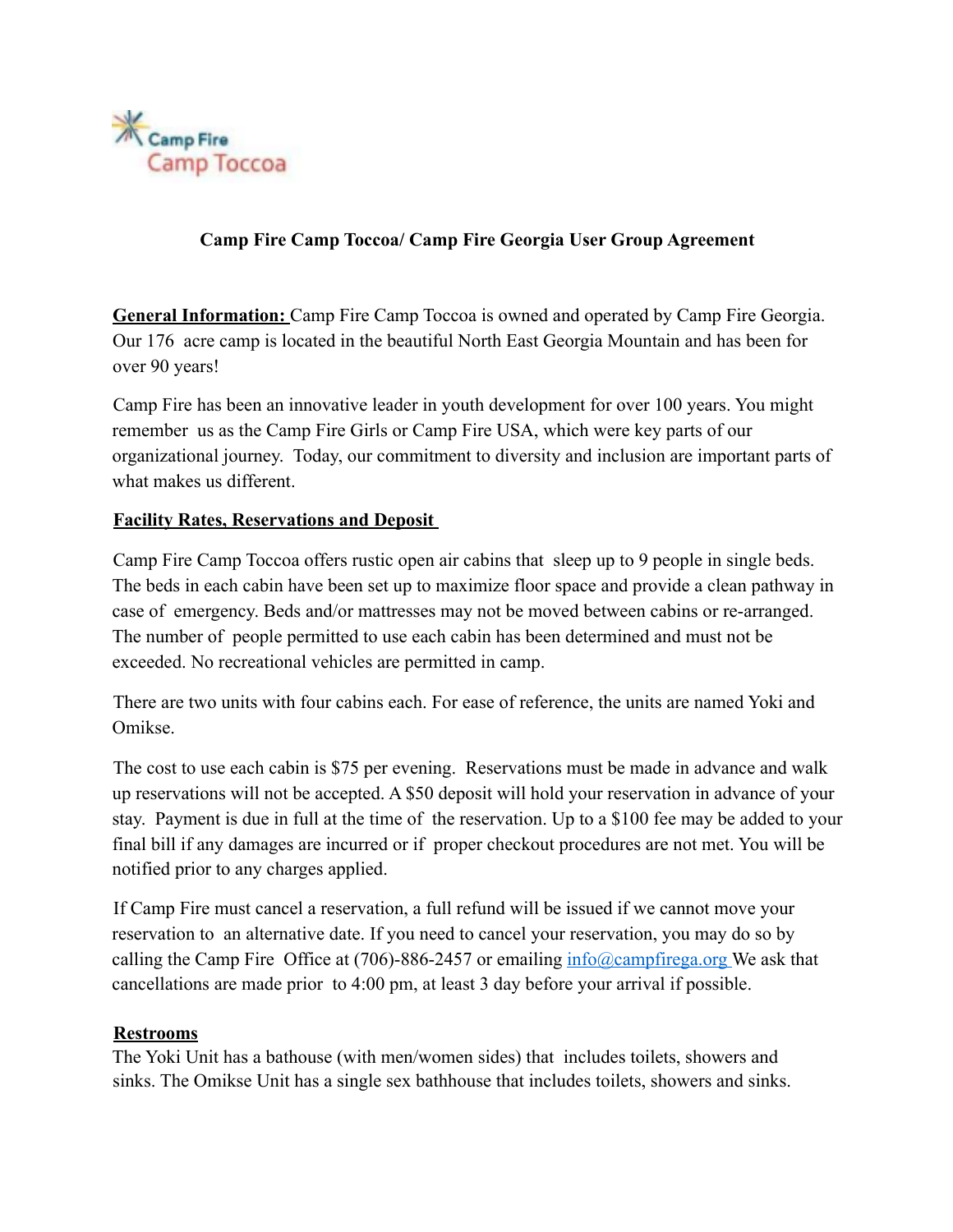Camp Fire
Camp Toccoa

## Camp Fire Camp Toccoa/ Camp Fire Georgia User Group Agreement

**General Information:** Camp Fire Camp Toccoa is owned and operated by Camp Fire Georgia. Our 176 acre camp is located in the beautiful North East Georgia Mountain and has been for over 90 years!

Camp Fire has been an innovative leader in youth development for over 100 years. You might remember us as the Camp Fire Girls or Camp Fire USA, which were key parts of our organizational journey. Today, our commitment to diversity and inclusion are important parts of what makes us different.

**Facility Rates, Reservations and Deposit**

Camp Fire Camp Toccoa offers rustic open air cabins that sleep up to 9 people in single beds. The beds in each cabin have been set up to maximize floor space and provide a clean pathway in case of emergency. Beds and/or mattresses may not be moved between cabins or re-arranged. The number of people permitted to use each cabin has been determined and must not be exceeded. No recreational vehicles are permitted in camp.

There are two units with four cabins each. For ease of reference, the units are named Yoki and Omikse.

The cost to use each cabin is $75 per evening. Reservations must be made in advance and walk up reservations will not be accepted. A $50 deposit will hold your reservation in advance of your stay. Payment is due in full at the time of the reservation. Up to a $100 fee may be added to your final bill if any damages are incurred or if proper checkout procedures are not met. You will be notified prior to any charges applied.

If Camp Fire must cancel a reservation, a full refund will be issued if we cannot move your reservation to an alternative date. If you need to cancel your reservation, you may do so by calling the Camp Fire Office at (706)-886-2457 or emailing info@campfirega.org We ask that cancellations are made prior to 4:00 pm, at least 3 day before your arrival if possible.

**Restrooms**

The Yoki Unit has a bathouse (with men/women sides) that includes toilets, showers and sinks. The Omikse Unit has a single sex bathhouse that includes toilets, showers and sinks.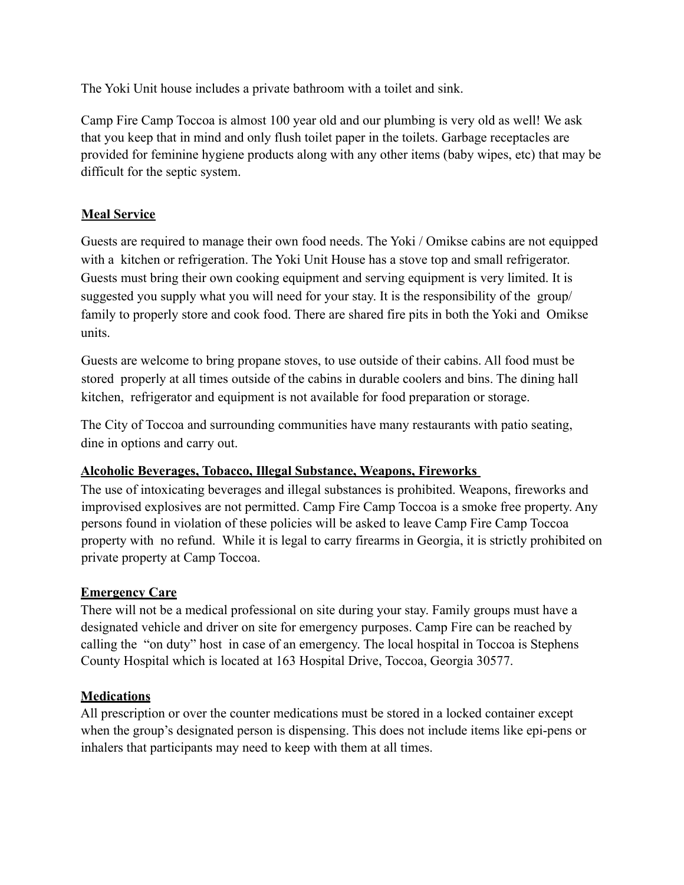The Yoki Unit house includes a private bathroom with a toilet and sink.

Camp Fire Camp Toccoa is almost 100 year old and our plumbing is very old as well! We ask that you keep that in mind and only flush toilet paper in the toilets. Garbage receptacles are provided for feminine hygiene products along with any other items (baby wipes, etc) that may be difficult for the septic system.

## Meal Service

Guests are required to manage their own food needs. The Yoki / Omikse cabins are not equipped with a kitchen or refrigeration. The Yoki Unit House has a stove top and small refrigerator. Guests must bring their own cooking equipment and serving equipment is very limited. It is suggested you supply what you will need for your stay. It is the responsibility of the group/ family to properly store and cook food. There are shared fire pits in both the Yoki and Omikse units.

Guests are welcome to bring propane stoves, to use outside of their cabins. All food must be stored properly at all times outside of the cabins in durable coolers and bins. The dining hall kitchen, refrigerator and equipment is not available for food preparation or storage.

The City of Toccoa and surrounding communities have many restaurants with patio seating, dine in options and carry out.

## Alcoholic Beverages, Tobacco, Illegal Substance, Weapons, Fireworks

The use of intoxicating beverages and illegal substances is prohibited. Weapons, fireworks and improvised explosives are not permitted. Camp Fire Camp Toccoa is a smoke free property. Any persons found in violation of these policies will be asked to leave Camp Fire Camp Toccoa property with no refund. While it is legal to carry firearms in Georgia, it is strictly prohibited on private property at Camp Toccoa.

## Emergency Care

There will not be a medical professional on site during your stay. Family groups must have a designated vehicle and driver on site for emergency purposes. Camp Fire can be reached by calling the "on duty" host in case of an emergency. The local hospital in Toccoa is Stephens County Hospital which is located at 163 Hospital Drive, Toccoa, Georgia 30577.

## Medications

All prescription or over the counter medications must be stored in a locked container except when the group's designated person is dispensing. This does not include items like epi-pens or inhalers that participants may need to keep with them at all times.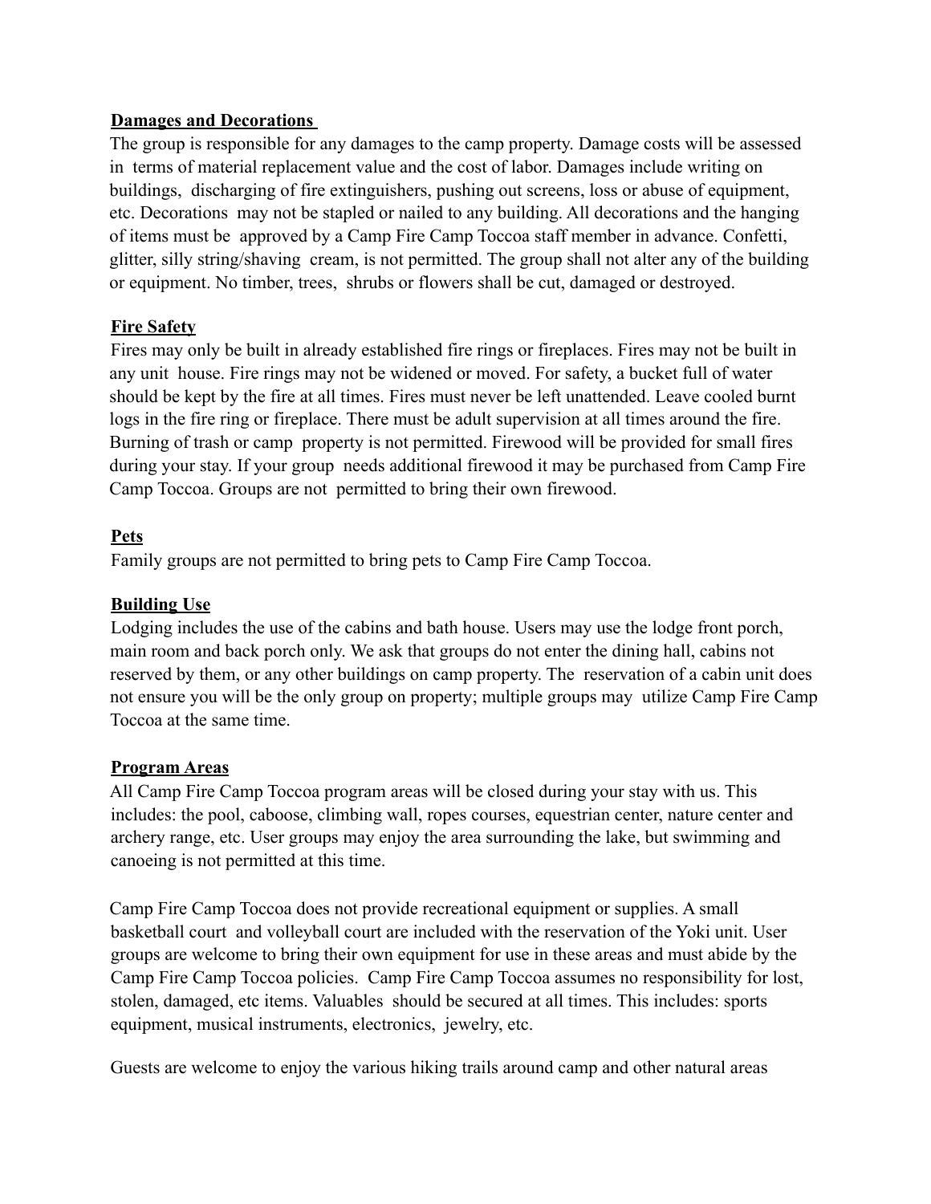## Damages and Decorations

The group is responsible for any damages to the camp property. Damage costs will be assessed in terms of material replacement value and the cost of labor. Damages include writing on buildings, discharging of fire extinguishers, pushing out screens, loss or abuse of equipment, etc. Decorations may not be stapled or nailed to any building. All decorations and the hanging of items must be approved by a Camp Fire Camp Toccoa staff member in advance. Confetti, glitter, silly string/shaving cream, is not permitted. The group shall not alter any of the building or equipment. No timber, trees, shrubs or flowers shall be cut, damaged or destroyed.

## Fire Safety

Fires may only be built in already established fire rings or fireplaces. Fires may not be built in any unit house. Fire rings may not be widened or moved. For safety, a bucket full of water should be kept by the fire at all times. Fires must never be left unattended. Leave cooled burnt logs in the fire ring or fireplace. There must be adult supervision at all times around the fire. Burning of trash or camp property is not permitted. Firewood will be provided for small fires during your stay. If your group needs additional firewood it may be purchased from Camp Fire Camp Toccoa. Groups are not permitted to bring their own firewood.

## Pets

Family groups are not permitted to bring pets to Camp Fire Camp Toccoa.

## Building Use

Lodging includes the use of the cabins and bath house. Users may use the lodge front porch, main room and back porch only. We ask that groups do not enter the dining hall, cabins not reserved by them, or any other buildings on camp property. The reservation of a cabin unit does not ensure you will be the only group on property; multiple groups may utilize Camp Fire Camp Toccoa at the same time.

## Program Areas

All Camp Fire Camp Toccoa program areas will be closed during your stay with us. This includes: the pool, caboose, climbing wall, ropes courses, equestrian center, nature center and archery range, etc. User groups may enjoy the area surrounding the lake, but swimming and canoeing is not permitted at this time.

Camp Fire Camp Toccoa does not provide recreational equipment or supplies. A small basketball court and volleyball court are included with the reservation of the Yoki unit. User groups are welcome to bring their own equipment for use in these areas and must abide by the Camp Fire Camp Toccoa policies. Camp Fire Camp Toccoa assumes no responsibility for lost, stolen, damaged, etc items. Valuables should be secured at all times. This includes: sports equipment, musical instruments, electronics, jewelry, etc.

Guests are welcome to enjoy the various hiking trails around camp and other natural areas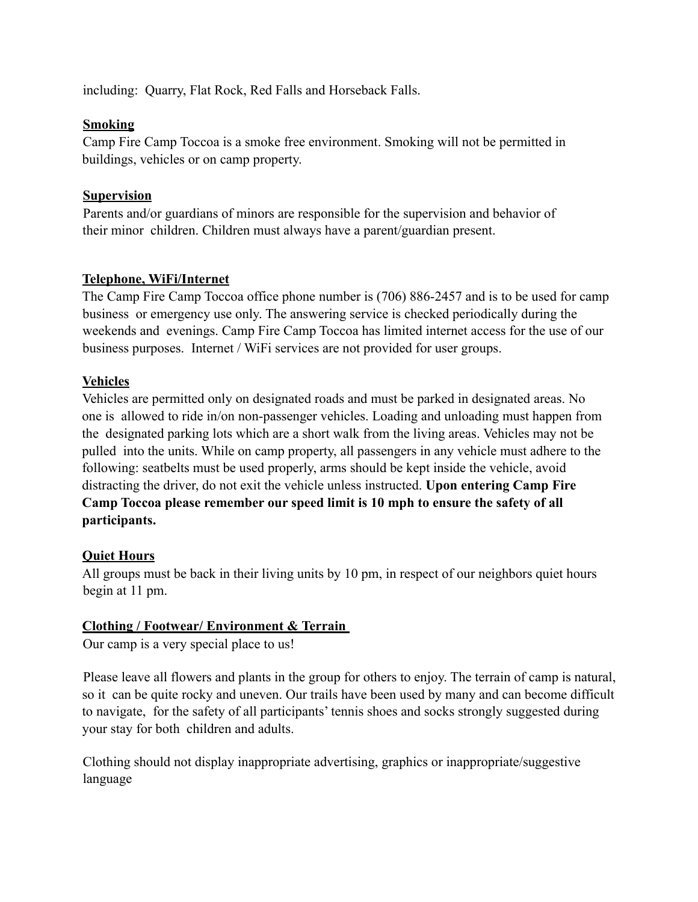including: Quarry, Flat Rock, Red Falls and Horseback Falls.

**Smoking**

Camp Fire Camp Toccoa is a smoke free environment. Smoking will not be permitted in buildings, vehicles or on camp property.

**Supervision**

Parents and/or guardians of minors are responsible for the supervision and behavior of their minor children. Children must always have a parent/guardian present.

**Telephone, WiFi/Internet**

The Camp Fire Camp Toccoa office phone number is (706) 886-2457 and is to be used for camp business or emergency use only. The answering service is checked periodically during the weekends and evenings. Camp Fire Camp Toccoa has limited internet access for the use of our business purposes. Internet / WiFi services are not provided for user groups.

**Vehicles**

Vehicles are permitted only on designated roads and must be parked in designated areas. No one is allowed to ride in/on non-passenger vehicles. Loading and unloading must happen from the designated parking lots which are a short walk from the living areas. Vehicles may not be pulled into the units. While on camp property, all passengers in any vehicle must adhere to the following: seatbelts must be used properly, arms should be kept inside the vehicle, avoid distracting the driver, do not exit the vehicle unless instructed. **Upon entering Camp Fire Camp Toccoa please remember our speed limit is 10 mph to ensure the safety of all participants.**

**Quiet Hours**

All groups must be back in their living units by 10 pm, in respect of our neighbors quiet hours begin at 11 pm.

**Clothing / Footwear/ Environment & Terrain**

Our camp is a very special place to us!

Please leave all flowers and plants in the group for others to enjoy. The terrain of camp is natural, so it can be quite rocky and uneven. Our trails have been used by many and can become difficult to navigate, for the safety of all participants' tennis shoes and socks strongly suggested during your stay for both children and adults.

Clothing should not display inappropriate advertising, graphics or inappropriate/suggestive language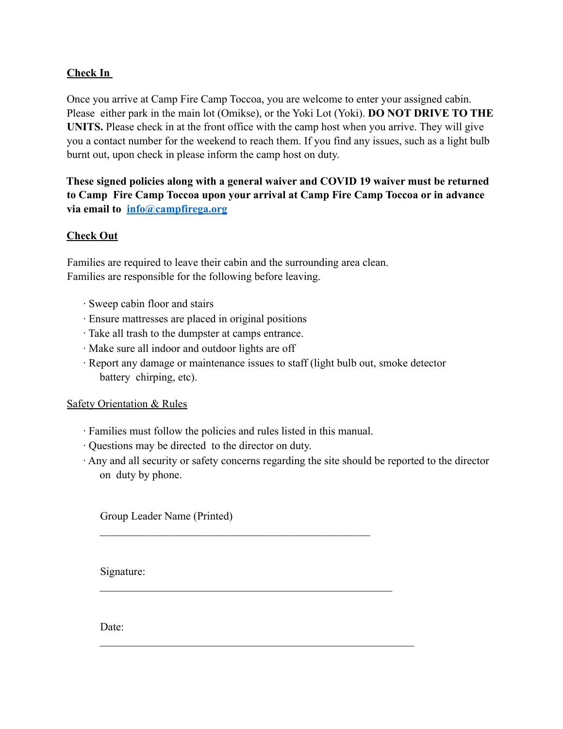## Check In

Once you arrive at Camp Fire Camp Toccoa, you are welcome to enter your assigned cabin. Please either park in the main lot (Omikse), or the Yoki Lot (Yoki). **DO NOT DRIVE TO THE UNITS.** Please check in at the front office with the camp host when you arrive. They will give you a contact number for the weekend to reach them. If you find any issues, such as a light bulb burnt out, upon check in please inform the camp host on duty.

**These signed policies along with a general waiver and COVID 19 waiver must be returned to Camp Fire Camp Toccoa upon your arrival at Camp Fire Camp Toccoa or in advance via email to [info@campfirega.org](mailto:info@campfirega.org)**

## Check Out

Families are required to leave their cabin and the surrounding area clean.
Families are responsible for the following before leaving.

- Sweep cabin floor and stairs
- Ensure mattresses are placed in original positions
- Take all trash to the dumpster at camps entrance.
- Make sure all indoor and outdoor lights are off
- Report any damage or maintenance issues to staff (light bulb out, smoke detector battery chirping, etc).

## Safety Orientation & Rules

- Families must follow the policies and rules listed in this manual.
- Questions may be directed to the director on duty.
- Any and all security or safety concerns regarding the site should be reported to the director on duty by phone.

Group Leader Name (Printed)

\_\_\_\_\_\_\_\_\_\_\_\_\_\_\_\_\_\_\_\_\_\_\_\_\_\_\_\_\_\_\_\_\_\_\_\_\_\_\_\_\_\_\_\_\_\_\_\_

Signature:

\_\_\_\_\_\_\_\_\_\_\_\_\_\_\_\_\_\_\_\_\_\_\_\_\_\_\_\_\_\_\_\_\_\_\_\_\_\_\_\_\_\_\_\_\_\_\_\_\_\_\_\_

Date:

\_\_\_\_\_\_\_\_\_\_\_\_\_\_\_\_\_\_\_\_\_\_\_\_\_\_\_\_\_\_\_\_\_\_\_\_\_\_\_\_\_\_\_\_\_\_\_\_\_\_\_\_\_\_\_\_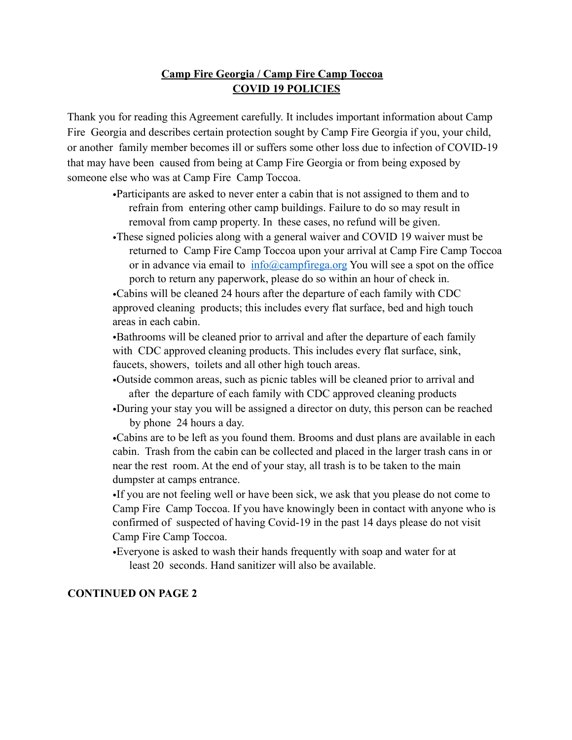# **Camp Fire Georgia / Camp Fire Camp Toccoa**
# **COVID 19 POLICIES**

Thank you for reading this Agreement carefully. It includes important information about Camp Fire Georgia and describes certain protection sought by Camp Fire Georgia if you, your child, or another family member becomes ill or suffers some other loss due to infection of COVID-19 that may have been caused from being at Camp Fire Georgia or from being exposed by someone else who was at Camp Fire Camp Toccoa.

- Participants are asked to never enter a cabin that is not assigned to them and to refrain from entering other camp buildings. Failure to do so may result in removal from camp property. In these cases, no refund will be given.
- These signed policies along with a general waiver and COVID 19 waiver must be returned to Camp Fire Camp Toccoa upon your arrival at Camp Fire Camp Toccoa or in advance via email to [info@campfirega.org](mailto:info@campfirega.org) You will see a spot on the office porch to return any paperwork, please do so within an hour of check in.
- Cabins will be cleaned 24 hours after the departure of each family with CDC approved cleaning products; this includes every flat surface, bed and high touch areas in each cabin.
- Bathrooms will be cleaned prior to arrival and after the departure of each family with CDC approved cleaning products. This includes every flat surface, sink, faucets, showers, toilets and all other high touch areas.
- Outside common areas, such as picnic tables will be cleaned prior to arrival and after the departure of each family with CDC approved cleaning products
- During your stay you will be assigned a director on duty, this person can be reached by phone 24 hours a day.
- Cabins are to be left as you found them. Brooms and dust plans are available in each cabin. Trash from the cabin can be collected and placed in the larger trash cans in or near the rest room. At the end of your stay, all trash is to be taken to the main dumpster at camps entrance.
- If you are not feeling well or have been sick, we ask that you please do not come to Camp Fire Camp Toccoa. If you have knowingly been in contact with anyone who is confirmed of suspected of having Covid-19 in the past 14 days please do not visit Camp Fire Camp Toccoa.
- Everyone is asked to wash their hands frequently with soap and water for at least 20 seconds. Hand sanitizer will also be available.

**CONTINUED ON PAGE 2**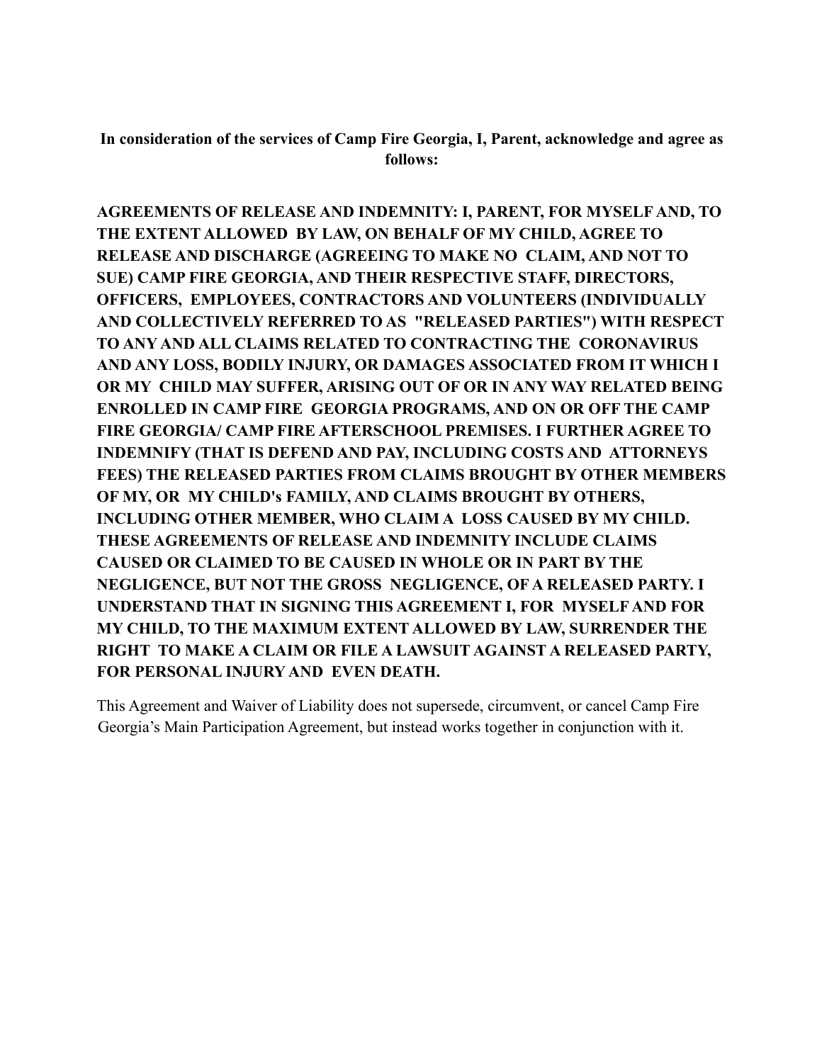**In consideration of the services of Camp Fire Georgia, I, Parent, acknowledge and agree as follows:**

**AGREEMENTS OF RELEASE AND INDEMNITY: I, PARENT, FOR MYSELF AND, TO THE EXTENT ALLOWED BY LAW, ON BEHALF OF MY CHILD, AGREE TO RELEASE AND DISCHARGE (AGREEING TO MAKE NO CLAIM, AND NOT TO SUE) CAMP FIRE GEORGIA, AND THEIR RESPECTIVE STAFF, DIRECTORS, OFFICERS, EMPLOYEES, CONTRACTORS AND VOLUNTEERS (INDIVIDUALLY AND COLLECTIVELY REFERRED TO AS "RELEASED PARTIES") WITH RESPECT TO ANY AND ALL CLAIMS RELATED TO CONTRACTING THE CORONAVIRUS AND ANY LOSS, BODILY INJURY, OR DAMAGES ASSOCIATED FROM IT WHICH I OR MY CHILD MAY SUFFER, ARISING OUT OF OR IN ANY WAY RELATED BEING ENROLLED IN CAMP FIRE GEORGIA PROGRAMS, AND ON OR OFF THE CAMP FIRE GEORGIA/ CAMP FIRE AFTERSCHOOL PREMISES. I FURTHER AGREE TO INDEMNIFY (THAT IS DEFEND AND PAY, INCLUDING COSTS AND ATTORNEYS FEES) THE RELEASED PARTIES FROM CLAIMS BROUGHT BY OTHER MEMBERS OF MY, OR MY CHILD's FAMILY, AND CLAIMS BROUGHT BY OTHERS, INCLUDING OTHER MEMBER, WHO CLAIM A LOSS CAUSED BY MY CHILD. THESE AGREEMENTS OF RELEASE AND INDEMNITY INCLUDE CLAIMS CAUSED OR CLAIMED TO BE CAUSED IN WHOLE OR IN PART BY THE NEGLIGENCE, BUT NOT THE GROSS NEGLIGENCE, OF A RELEASED PARTY. I UNDERSTAND THAT IN SIGNING THIS AGREEMENT I, FOR MYSELF AND FOR MY CHILD, TO THE MAXIMUM EXTENT ALLOWED BY LAW, SURRENDER THE RIGHT TO MAKE A CLAIM OR FILE A LAWSUIT AGAINST A RELEASED PARTY, FOR PERSONAL INJURY AND EVEN DEATH.**

This Agreement and Waiver of Liability does not supersede, circumvent, or cancel Camp Fire Georgia's Main Participation Agreement, but instead works together in conjunction with it.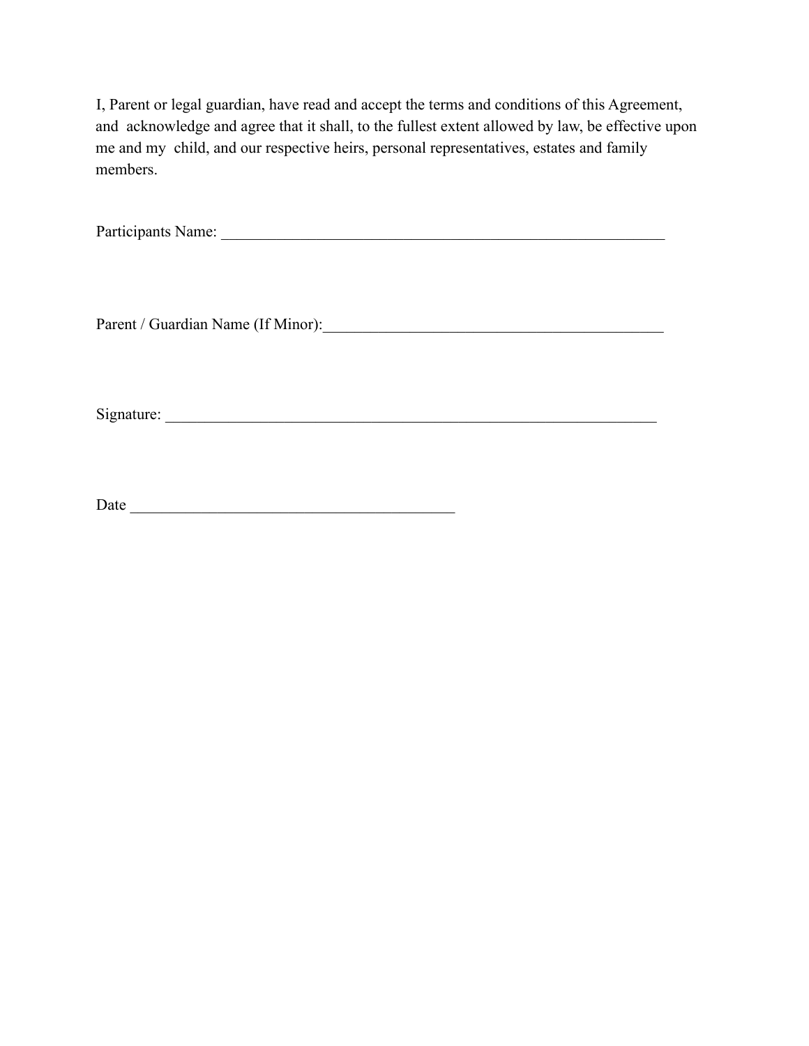I, Parent or legal guardian, have read and accept the terms and conditions of this Agreement, and acknowledge and agree that it shall, to the fullest extent allowed by law, be effective upon me and my child, and our respective heirs, personal representatives, estates and family members.

Participants Name: ___________________________________________________________

Parent / Guardian Name (If Minor):____________________________________________

Signature: _________________________________________________________________

Date __________________________________________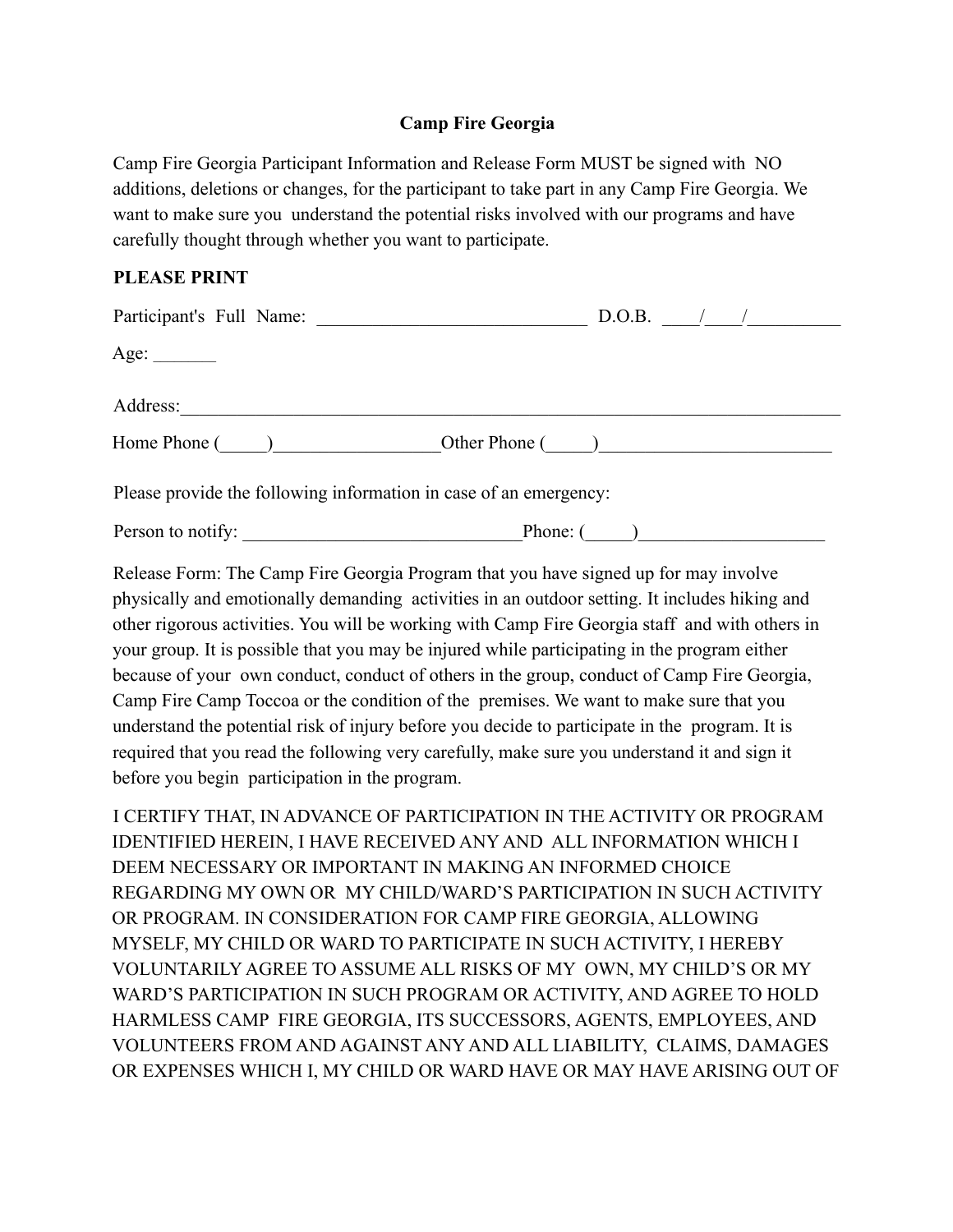**Camp Fire Georgia**

Camp Fire Georgia Participant Information and Release Form MUST be signed with NO additions, deletions or changes, for the participant to take part in any Camp Fire Georgia. We want to make sure you understand the potential risks involved with our programs and have carefully thought through whether you want to participate.

**PLEASE PRINT**

Participant's Full Name: ______________________________ D.O.B. ____/____/__________

Age: _______

Address:___________________________________________________________________________

Home Phone (_____)_________________Other Phone (_____)________________________

Please provide the following information in case of an emergency:

Person to notify: ______________________________Phone: (_____)___________________

Release Form: The Camp Fire Georgia Program that you have signed up for may involve physically and emotionally demanding activities in an outdoor setting. It includes hiking and other rigorous activities. You will be working with Camp Fire Georgia staff and with others in your group. It is possible that you may be injured while participating in the program either because of your own conduct, conduct of others in the group, conduct of Camp Fire Georgia, Camp Fire Camp Toccoa or the condition of the premises. We want to make sure that you understand the potential risk of injury before you decide to participate in the program. It is required that you read the following very carefully, make sure you understand it and sign it before you begin participation in the program.

I CERTIFY THAT, IN ADVANCE OF PARTICIPATION IN THE ACTIVITY OR PROGRAM IDENTIFIED HEREIN, I HAVE RECEIVED ANY AND ALL INFORMATION WHICH I DEEM NECESSARY OR IMPORTANT IN MAKING AN INFORMED CHOICE REGARDING MY OWN OR MY CHILD/WARD'S PARTICIPATION IN SUCH ACTIVITY OR PROGRAM. IN CONSIDERATION FOR CAMP FIRE GEORGIA, ALLOWING MYSELF, MY CHILD OR WARD TO PARTICIPATE IN SUCH ACTIVITY, I HEREBY VOLUNTARILY AGREE TO ASSUME ALL RISKS OF MY OWN, MY CHILD'S OR MY WARD'S PARTICIPATION IN SUCH PROGRAM OR ACTIVITY, AND AGREE TO HOLD HARMLESS CAMP FIRE GEORGIA, ITS SUCCESSORS, AGENTS, EMPLOYEES, AND VOLUNTEERS FROM AND AGAINST ANY AND ALL LIABILITY, CLAIMS, DAMAGES OR EXPENSES WHICH I, MY CHILD OR WARD HAVE OR MAY HAVE ARISING OUT OF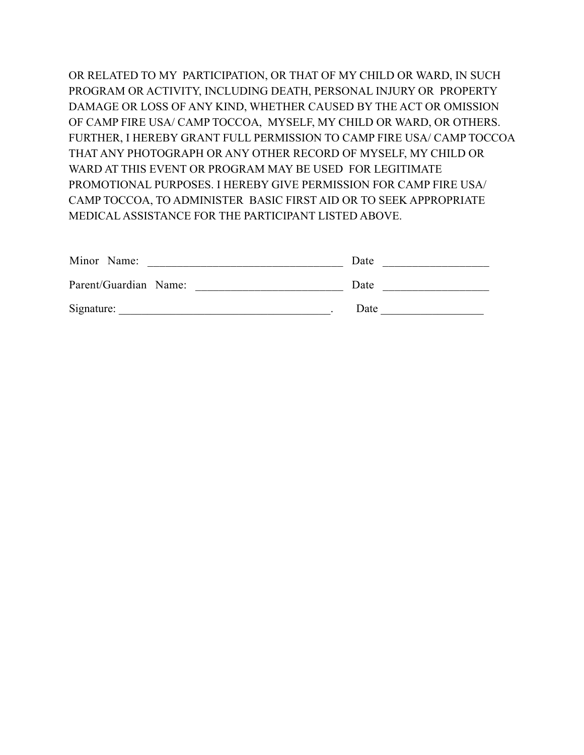OR RELATED TO MY PARTICIPATION, OR THAT OF MY CHILD OR WARD, IN SUCH PROGRAM OR ACTIVITY, INCLUDING DEATH, PERSONAL INJURY OR PROPERTY DAMAGE OR LOSS OF ANY KIND, WHETHER CAUSED BY THE ACT OR OMISSION OF CAMP FIRE USA/ CAMP TOCCOA, MYSELF, MY CHILD OR WARD, OR OTHERS. FURTHER, I HEREBY GRANT FULL PERMISSION TO CAMP FIRE USA/ CAMP TOCCOA THAT ANY PHOTOGRAPH OR ANY OTHER RECORD OF MYSELF, MY CHILD OR WARD AT THIS EVENT OR PROGRAM MAY BE USED FOR LEGITIMATE PROMOTIONAL PURPOSES. I HEREBY GIVE PERMISSION FOR CAMP FIRE USA/ CAMP TOCCOA, TO ADMINISTER BASIC FIRST AID OR TO SEEK APPROPRIATE MEDICAL ASSISTANCE FOR THE PARTICIPANT LISTED ABOVE.

Minor Name: _________________________________ Date _________________

Parent/Guardian Name: _________________________ Date _________________

Signature: ____________________________________. Date _________________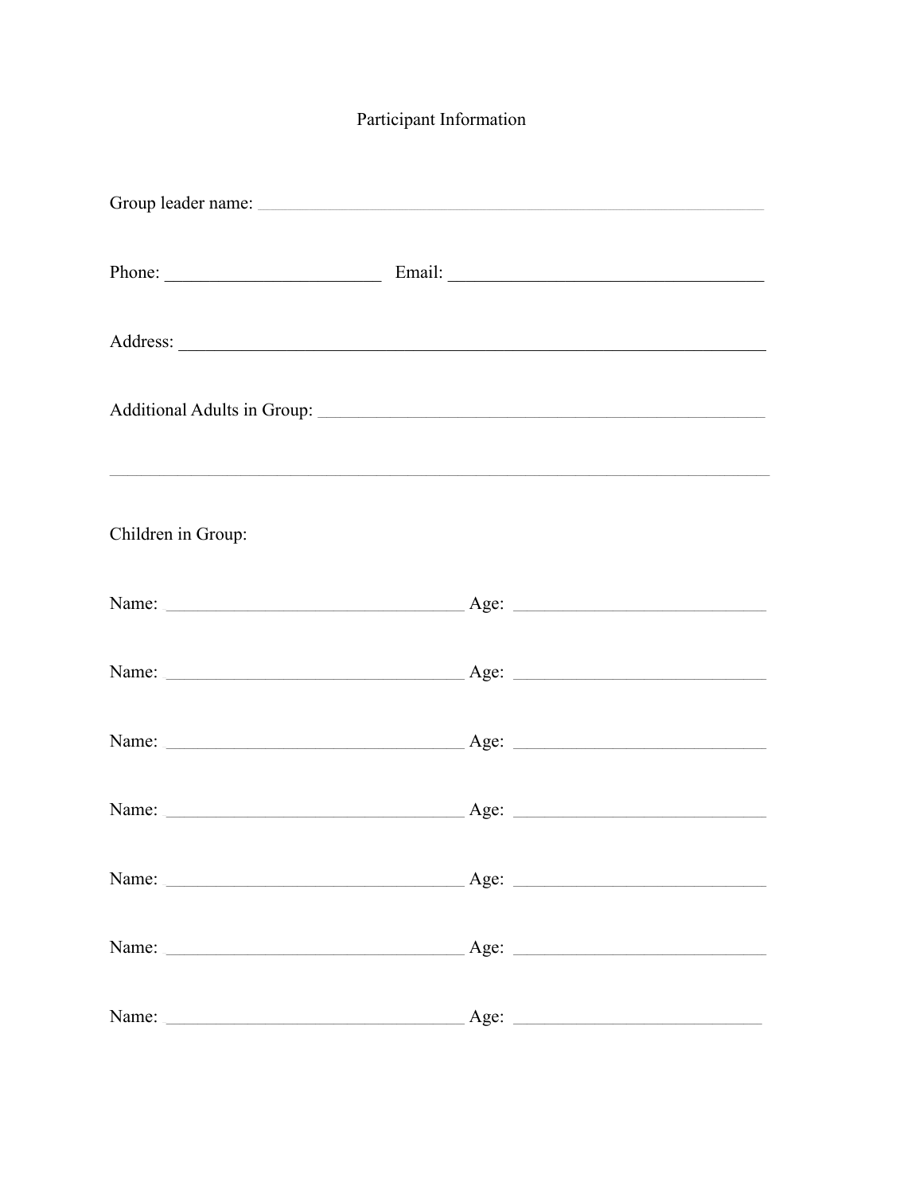# Participant Information

Group leader name: ______________________________________________

Phone: ________________________ Email: __________________________________

Address: ___________________________________________________________

Additional Adults in Group: ____________________________________________

_____________________________________________________________________

Children in Group:

Name: __________________________________ Age: ___________________________

Name: __________________________________ Age: ___________________________

Name: __________________________________ Age: ___________________________

Name: __________________________________ Age: ___________________________

Name: __________________________________ Age: ___________________________

Name: __________________________________ Age: ___________________________

Name: __________________________________ Age: ___________________________